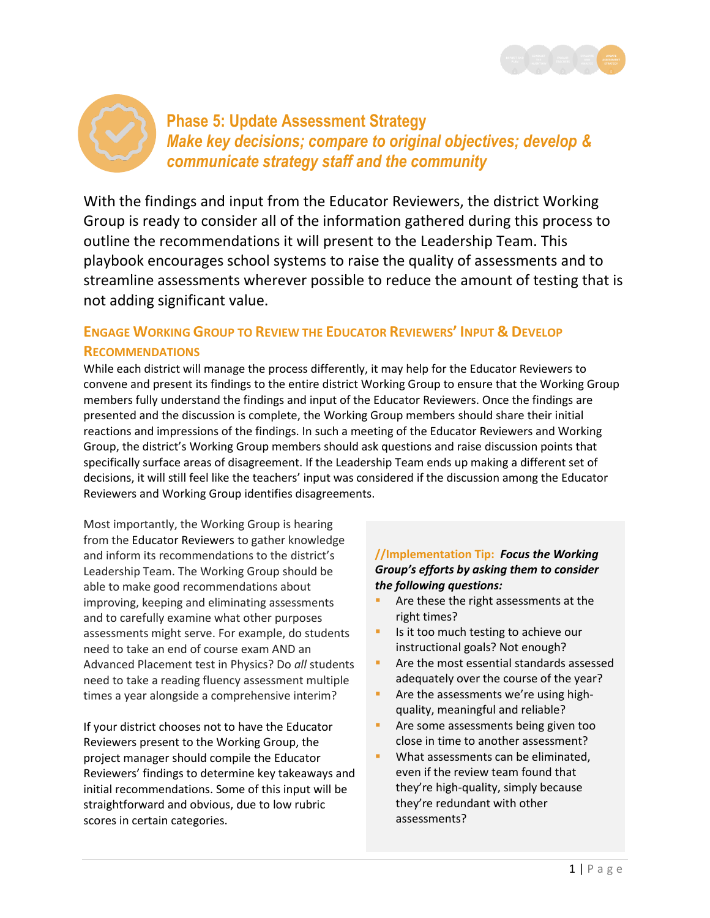# Phase 5: Update Assessment Strategy

## *Make key decisions; compare to original objectives; develop & communicate strategy staff and the community*

With the findings and input from the Educator Reviewers, the district Working Group is ready to consider all of the information gathered during this process to outline the recommendations it will present to the Leadership Team. This playbook encourages school systems to raise the quality of assessments and to streamline assessments wherever possible to reduce the amount of testing that is not adding significant value.

### Engage Working Group to Review the Educator Reviewers' Input & Develop Recommendations

While each district will manage the process differently, it may help for the Educator Reviewers to convene and present its findings to the entire district Working Group to ensure that the Working Group members fully understand the findings and input of the Educator Reviewers. Once the findings are presented and the discussion is complete, the Working Group members should share their initial reactions and impressions of the findings. In such a meeting of the Educator Reviewers and Working Group, the district's Working Group members should ask questions and raise discussion points that specifically surface areas of disagreement. If the Leadership Team ends up making a different set of decisions, it will still feel like the teachers' input was considered if the discussion among the Educator Reviewers and Working Group identifies disagreements.

Most importantly, the Working Group is hearing from the Educator Reviewers to gather knowledge and inform its recommendations to the district's Leadership Team. The Working Group should be able to make good recommendations about improving, keeping and eliminating assessments and to carefully examine what other purposes assessments might serve. For example, do students need to take an end of course exam AND an Advanced Placement test in Physics? Do *all* students need to take a reading fluency assessment multiple times a year alongside a comprehensive interim?

If your district chooses not to have the Educator Reviewers present to the Working Group, the project manager should compile the Educator Reviewers' findings to determine key takeaways and initial recommendations. Some of this input will be straightforward and obvious, due to low rubric scores in certain categories.

> //Implementation Tip: ***Focus the Working Group's efforts by asking them to consider the following questions:***
>
> - Are these the right assessments at the right times?
> - Is it too much testing to achieve our instructional goals? Not enough?
> - Are the most essential standards assessed adequately over the course of the year?
> - Are the assessments we're using high-quality, meaningful and reliable?
> - Are some assessments being given too close in time to another assessment?
> - What assessments can be eliminated, even if the review team found that they're high-quality, simply because they're redundant with other assessments?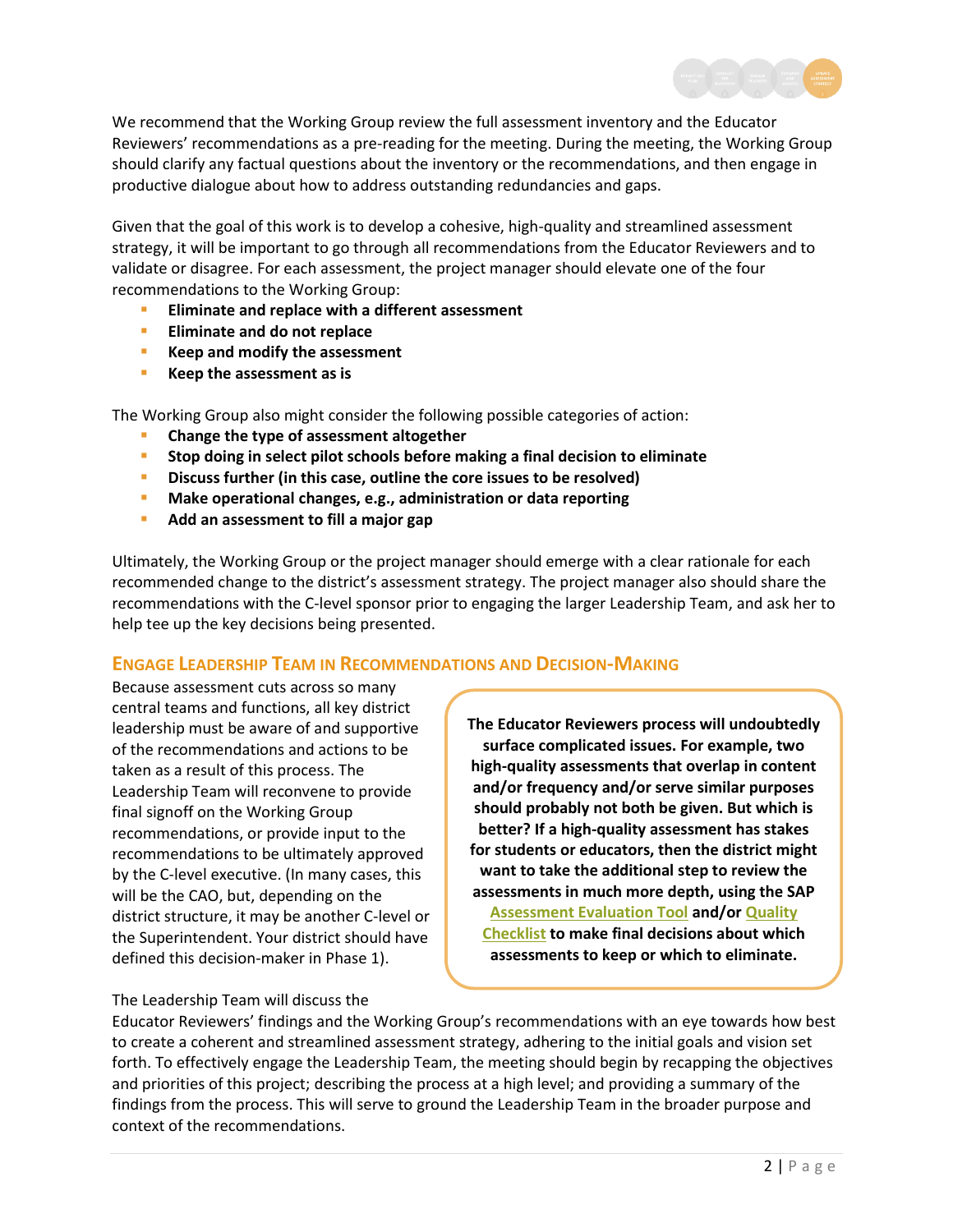We recommend that the Working Group review the full assessment inventory and the Educator Reviewers' recommendations as a pre-reading for the meeting. During the meeting, the Working Group should clarify any factual questions about the inventory or the recommendations, and then engage in productive dialogue about how to address outstanding redundancies and gaps.

Given that the goal of this work is to develop a cohesive, high-quality and streamlined assessment strategy, it will be important to go through all recommendations from the Educator Reviewers and to validate or disagree. For each assessment, the project manager should elevate one of the four recommendations to the Working Group:

- **Eliminate and replace with a different assessment**
- **Eliminate and do not replace**
- **Keep and modify the assessment**
- **Keep the assessment as is**

The Working Group also might consider the following possible categories of action:

- **Change the type of assessment altogether**
- **Stop doing in select pilot schools before making a final decision to eliminate**
- **Discuss further (in this case, outline the core issues to be resolved)**
- **Make operational changes, e.g., administration or data reporting**
- **Add an assessment to fill a major gap**

Ultimately, the Working Group or the project manager should emerge with a clear rationale for each recommended change to the district's assessment strategy. The project manager also should share the recommendations with the C-level sponsor prior to engaging the larger Leadership Team, and ask her to help tee up the key decisions being presented.

## Engage Leadership Team in Recommendations and Decision-Making

Because assessment cuts across so many central teams and functions, all key district leadership must be aware of and supportive of the recommendations and actions to be taken as a result of this process. The Leadership Team will reconvene to provide final signoff on the Working Group recommendations, or provide input to the recommendations to be ultimately approved by the C-level executive. (In many cases, this will be the CAO, but, depending on the district structure, it may be another C-level or the Superintendent. Your district should have defined this decision-maker in Phase 1).

> **The Educator Reviewers process will undoubtedly surface complicated issues. For example, two high-quality assessments that overlap in content and/or frequency and/or serve similar purposes should probably not both be given. But which is better? If a high-quality assessment has stakes for students or educators, then the district might want to take the additional step to review the assessments in much more depth, using the SAP Assessment Evaluation Tool and/or Quality Checklist to make final decisions about which assessments to keep or which to eliminate.**

The Leadership Team will discuss the Educator Reviewers' findings and the Working Group's recommendations with an eye towards how best to create a coherent and streamlined assessment strategy, adhering to the initial goals and vision set forth. To effectively engage the Leadership Team, the meeting should begin by recapping the objectives and priorities of this project; describing the process at a high level; and providing a summary of the findings from the process. This will serve to ground the Leadership Team in the broader purpose and context of the recommendations.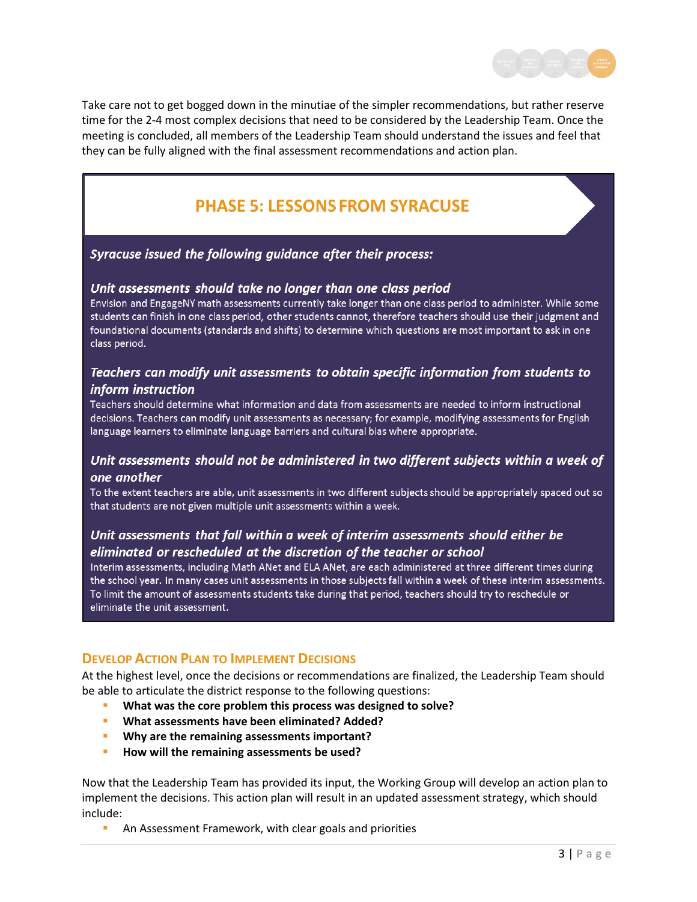Take care not to get bogged down in the minutiae of the simpler recommendations, but rather reserve time for the 2-4 most complex decisions that need to be considered by the Leadership Team. Once the meeting is concluded, all members of the Leadership Team should understand the issues and feel that they can be fully aligned with the final assessment recommendations and action plan.

## PHASE 5: LESSONS FROM SYRACUSE

***Syracuse issued the following guidance after their process:***

***Unit assessments should take no longer than one class period***

Envision and EngageNY math assessments currently take longer than one class period to administer. While some students can finish in one class period, other students cannot, therefore teachers should use their judgment and foundational documents (standards and shifts) to determine which questions are most important to ask in one class period.

***Teachers can modify unit assessments to obtain specific information from students to inform instruction***

Teachers should determine what information and data from assessments are needed to inform instructional decisions. Teachers can modify unit assessments as necessary; for example, modifying assessments for English language learners to eliminate language barriers and cultural bias where appropriate.

***Unit assessments should not be administered in two different subjects within a week of one another***

To the extent teachers are able, unit assessments in two different subjects should be appropriately spaced out so that students are not given multiple unit assessments within a week.

***Unit assessments that fall within a week of interim assessments should either be eliminated or rescheduled at the discretion of the teacher or school***

Interim assessments, including Math ANet and ELA ANet, are each administered at three different times during the school year. In many cases unit assessments in those subjects fall within a week of these interim assessments. To limit the amount of assessments students take during that period, teachers should try to reschedule or eliminate the unit assessment.

### Develop Action Plan to Implement Decisions

At the highest level, once the decisions or recommendations are finalized, the Leadership Team should be able to articulate the district response to the following questions:

- **What was the core problem this process was designed to solve?**
- **What assessments have been eliminated? Added?**
- **Why are the remaining assessments important?**
- **How will the remaining assessments be used?**

Now that the Leadership Team has provided its input, the Working Group will develop an action plan to implement the decisions. This action plan will result in an updated assessment strategy, which should include:

- An Assessment Framework, with clear goals and priorities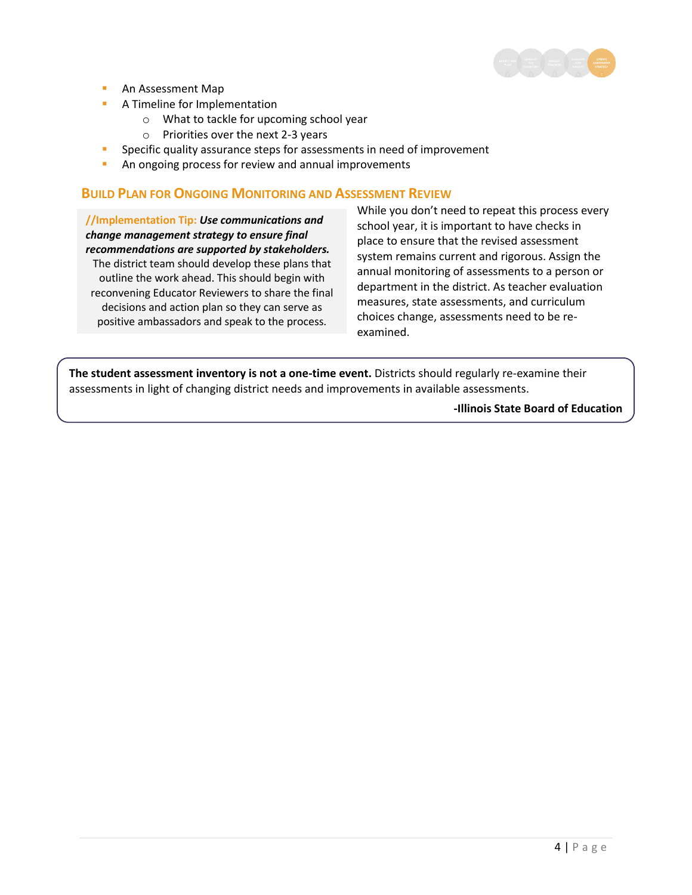- An Assessment Map
- A Timeline for Implementation
    - What to tackle for upcoming school year
    - Priorities over the next 2-3 years
- Specific quality assurance steps for assessments in need of improvement
- An ongoing process for review and annual improvements

## Build Plan for Ongoing Monitoring and Assessment Review

> **//Implementation Tip:** ***Use communications and change management strategy to ensure final recommendations are supported by stakeholders.*** The district team should develop these plans that outline the work ahead. This should begin with reconvening Educator Reviewers to share the final decisions and action plan so they can serve as positive ambassadors and speak to the process.

While you don't need to repeat this process every school year, it is important to have checks in place to ensure that the revised assessment system remains current and rigorous. Assign the annual monitoring of assessments to a person or department in the district. As teacher evaluation measures, state assessments, and curriculum choices change, assessments need to be re-examined.

> **The student assessment inventory is not a one-time event.** Districts should regularly re-examine their assessments in light of changing district needs and improvements in available assessments.
>
> **-Illinois State Board of Education**